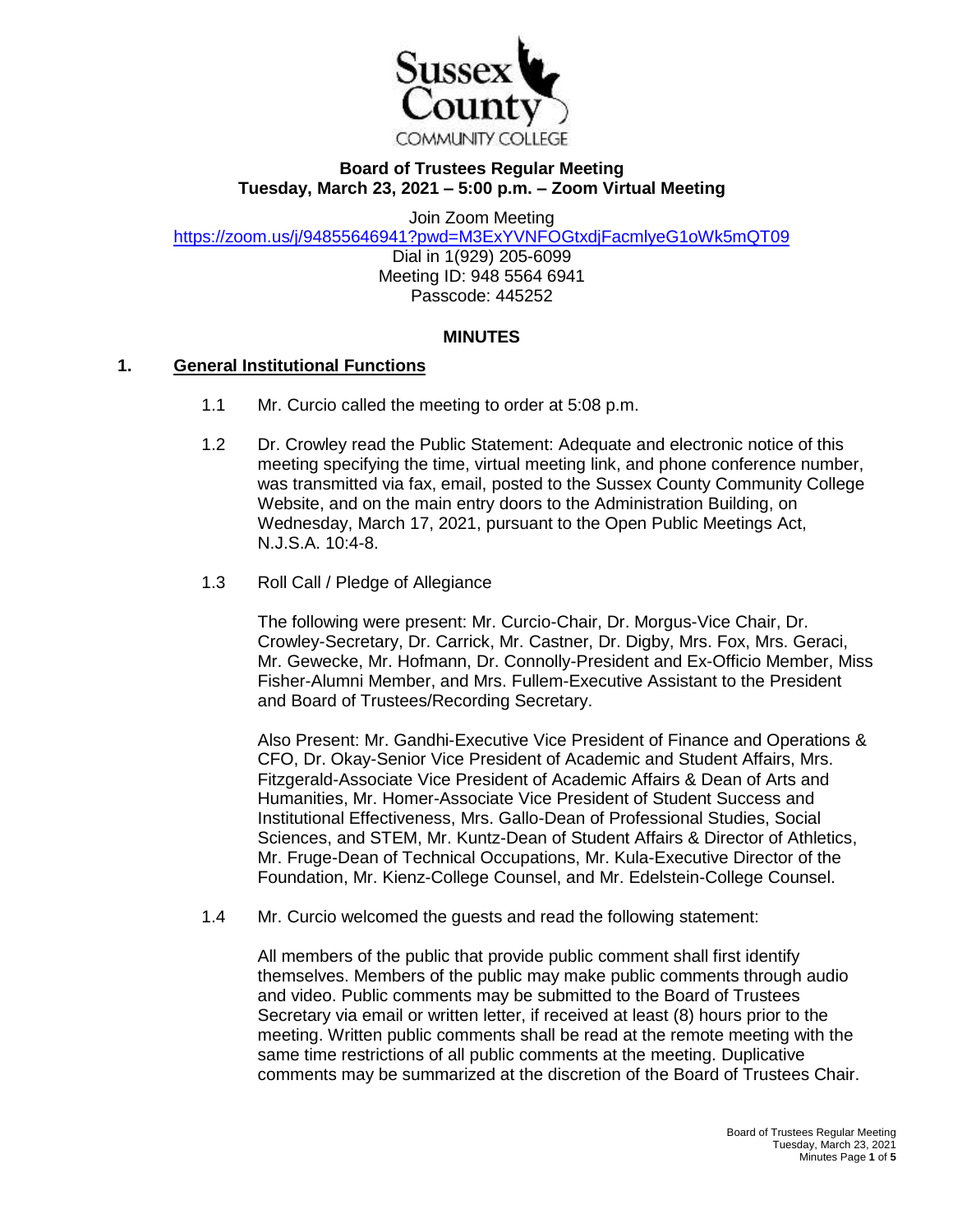**Sussex County COMMUNITY COLLEGE**

## Board of Trustees Regular Meeting
## Tuesday, March 23, 2021 – 5:00 p.m. – Zoom Virtual Meeting

Join Zoom Meeting
https://zoom.us/j/94855646941?pwd=M3ExYVNFOGtxdjFacmlyeG1oWk5mQT09
Dial in 1(929) 205-6099
Meeting ID: 948 5564 6941
Passcode: 445252

### MINUTES

**1. General Institutional Functions**

1.1 Mr. Curcio called the meeting to order at 5:08 p.m.

1.2 Dr. Crowley read the Public Statement: Adequate and electronic notice of this meeting specifying the time, virtual meeting link, and phone conference number, was transmitted via fax, email, posted to the Sussex County Community College Website, and on the main entry doors to the Administration Building, on Wednesday, March 17, 2021, pursuant to the Open Public Meetings Act, N.J.S.A. 10:4-8.

1.3 Roll Call / Pledge of Allegiance

The following were present: Mr. Curcio-Chair, Dr. Morgus-Vice Chair, Dr. Crowley-Secretary, Dr. Carrick, Mr. Castner, Dr. Digby, Mrs. Fox, Mrs. Geraci, Mr. Gewecke, Mr. Hofmann, Dr. Connolly-President and Ex-Officio Member, Miss Fisher-Alumni Member, and Mrs. Fullem-Executive Assistant to the President and Board of Trustees/Recording Secretary.

Also Present: Mr. Gandhi-Executive Vice President of Finance and Operations & CFO, Dr. Okay-Senior Vice President of Academic and Student Affairs, Mrs. Fitzgerald-Associate Vice President of Academic Affairs & Dean of Arts and Humanities, Mr. Homer-Associate Vice President of Student Success and Institutional Effectiveness, Mrs. Gallo-Dean of Professional Studies, Social Sciences, and STEM, Mr. Kuntz-Dean of Student Affairs & Director of Athletics, Mr. Fruge-Dean of Technical Occupations, Mr. Kula-Executive Director of the Foundation, Mr. Kienz-College Counsel, and Mr. Edelstein-College Counsel.

1.4 Mr. Curcio welcomed the guests and read the following statement:

All members of the public that provide public comment shall first identify themselves. Members of the public may make public comments through audio and video. Public comments may be submitted to the Board of Trustees Secretary via email or written letter, if received at least (8) hours prior to the meeting. Written public comments shall be read at the remote meeting with the same time restrictions of all public comments at the meeting. Duplicative comments may be summarized at the discretion of the Board of Trustees Chair.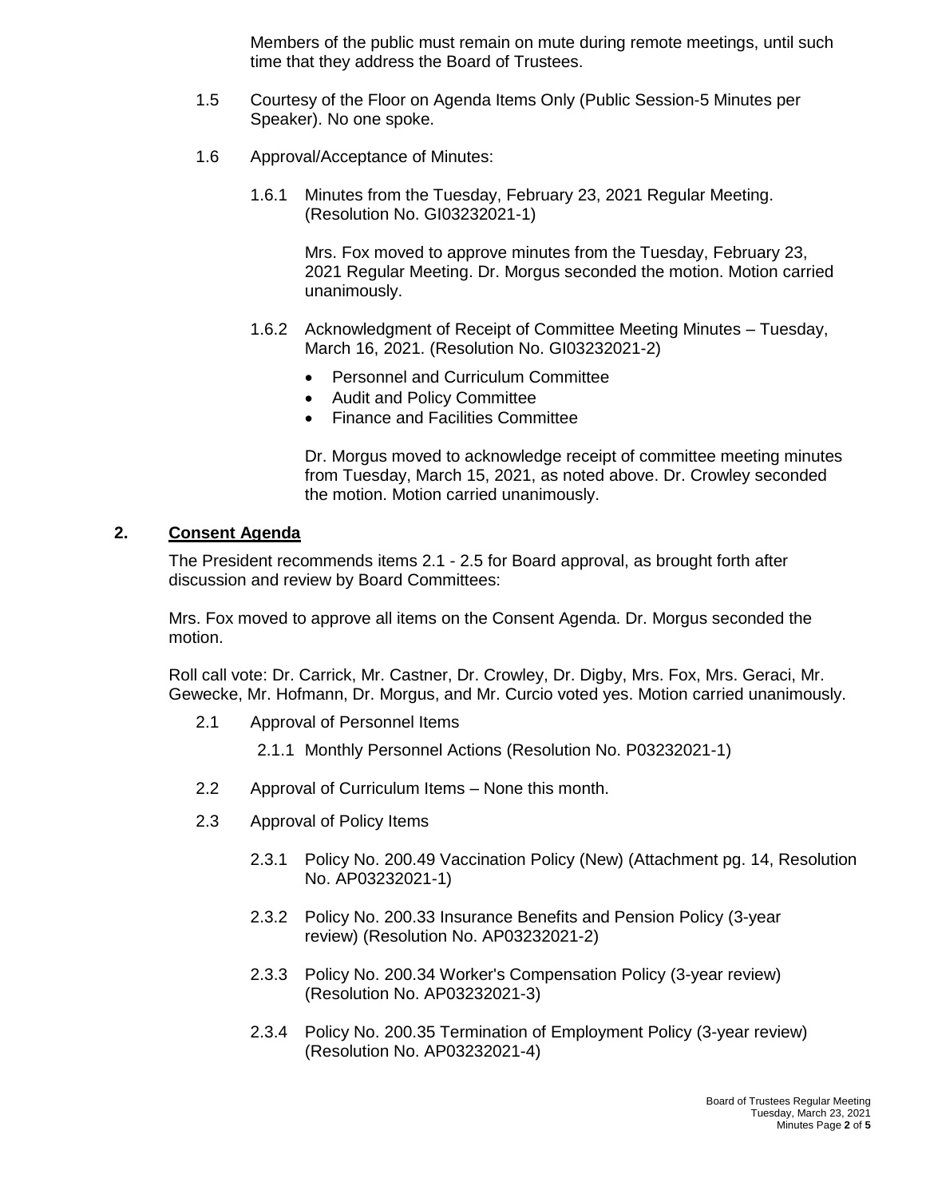Members of the public must remain on mute during remote meetings, until such time that they address the Board of Trustees.

1.5 Courtesy of the Floor on Agenda Items Only (Public Session-5 Minutes per Speaker). No one spoke.

1.6 Approval/Acceptance of Minutes:

1.6.1 Minutes from the Tuesday, February 23, 2021 Regular Meeting. (Resolution No. GI03232021-1)

Mrs. Fox moved to approve minutes from the Tuesday, February 23, 2021 Regular Meeting. Dr. Morgus seconded the motion. Motion carried unanimously.

1.6.2 Acknowledgment of Receipt of Committee Meeting Minutes – Tuesday, March 16, 2021. (Resolution No. GI03232021-2)

- Personnel and Curriculum Committee
- Audit and Policy Committee
- Finance and Facilities Committee

Dr. Morgus moved to acknowledge receipt of committee meeting minutes from Tuesday, March 15, 2021, as noted above. Dr. Crowley seconded the motion. Motion carried unanimously.

## 2. Consent Agenda

The President recommends items 2.1 - 2.5 for Board approval, as brought forth after discussion and review by Board Committees:

Mrs. Fox moved to approve all items on the Consent Agenda. Dr. Morgus seconded the motion.

Roll call vote: Dr. Carrick, Mr. Castner, Dr. Crowley, Dr. Digby, Mrs. Fox, Mrs. Geraci, Mr. Gewecke, Mr. Hofmann, Dr. Morgus, and Mr. Curcio voted yes. Motion carried unanimously.

2.1 Approval of Personnel Items

2.1.1 Monthly Personnel Actions (Resolution No. P03232021-1)

2.2 Approval of Curriculum Items – None this month.

2.3 Approval of Policy Items

2.3.1 Policy No. 200.49 Vaccination Policy (New) (Attachment pg. 14, Resolution No. AP03232021-1)

2.3.2 Policy No. 200.33 Insurance Benefits and Pension Policy (3-year review) (Resolution No. AP03232021-2)

2.3.3 Policy No. 200.34 Worker's Compensation Policy (3-year review) (Resolution No. AP03232021-3)

2.3.4 Policy No. 200.35 Termination of Employment Policy (3-year review) (Resolution No. AP03232021-4)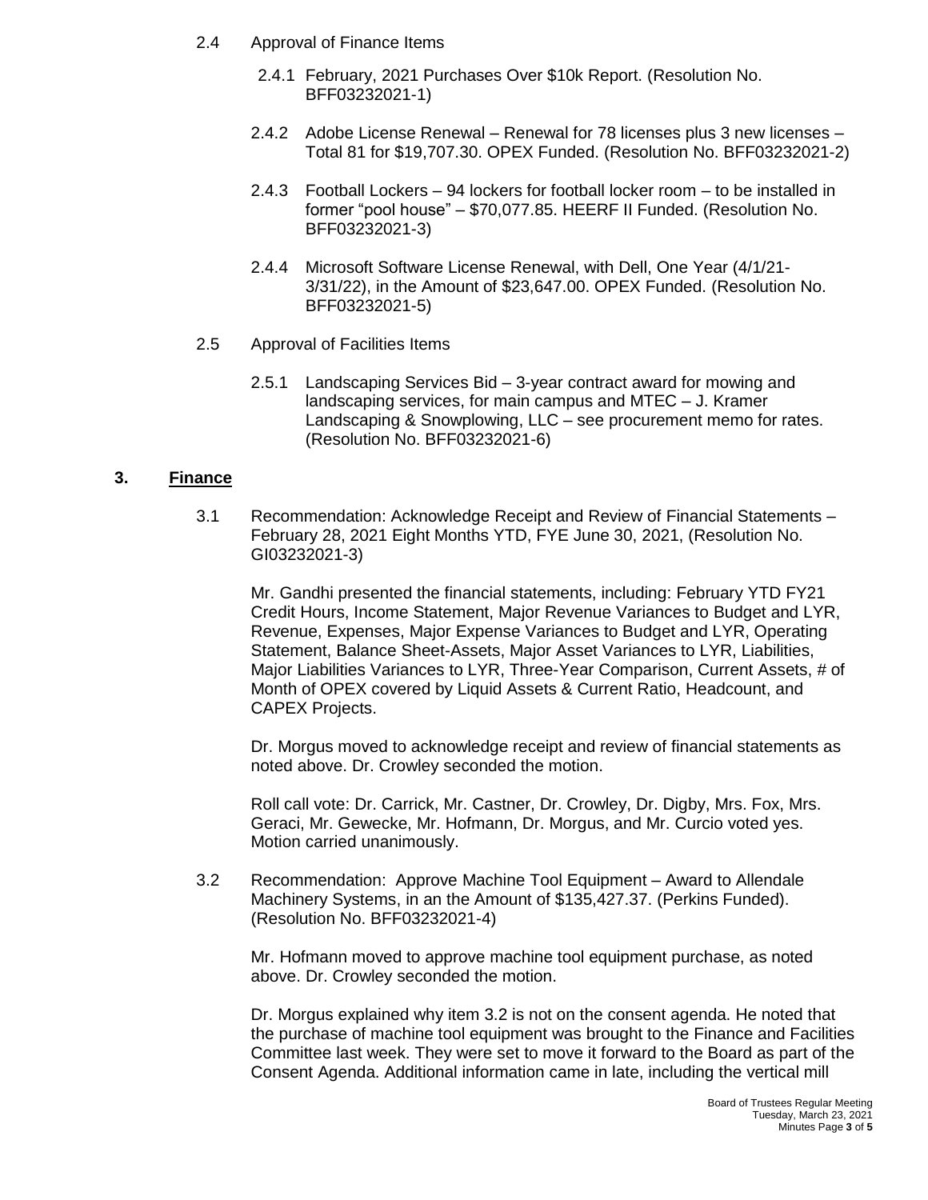2.4 Approval of Finance Items

2.4.1 February, 2021 Purchases Over $10k Report. (Resolution No. BFF03232021-1)

2.4.2 Adobe License Renewal – Renewal for 78 licenses plus 3 new licenses – Total 81 for $19,707.30. OPEX Funded. (Resolution No. BFF03232021-2)

2.4.3 Football Lockers – 94 lockers for football locker room – to be installed in former "pool house" – $70,077.85. HEERF II Funded. (Resolution No. BFF03232021-3)

2.4.4 Microsoft Software License Renewal, with Dell, One Year (4/1/21-3/31/22), in the Amount of $23,647.00. OPEX Funded. (Resolution No. BFF03232021-5)

2.5 Approval of Facilities Items

2.5.1 Landscaping Services Bid – 3-year contract award for mowing and landscaping services, for main campus and MTEC – J. Kramer Landscaping & Snowplowing, LLC – see procurement memo for rates. (Resolution No. BFF03232021-6)

## 3. Finance

3.1 Recommendation: Acknowledge Receipt and Review of Financial Statements – February 28, 2021 Eight Months YTD, FYE June 30, 2021, (Resolution No. GI03232021-3)

Mr. Gandhi presented the financial statements, including: February YTD FY21 Credit Hours, Income Statement, Major Revenue Variances to Budget and LYR, Revenue, Expenses, Major Expense Variances to Budget and LYR, Operating Statement, Balance Sheet-Assets, Major Asset Variances to LYR, Liabilities, Major Liabilities Variances to LYR, Three-Year Comparison, Current Assets, # of Month of OPEX covered by Liquid Assets & Current Ratio, Headcount, and CAPEX Projects.

Dr. Morgus moved to acknowledge receipt and review of financial statements as noted above. Dr. Crowley seconded the motion.

Roll call vote: Dr. Carrick, Mr. Castner, Dr. Crowley, Dr. Digby, Mrs. Fox, Mrs. Geraci, Mr. Gewecke, Mr. Hofmann, Dr. Morgus, and Mr. Curcio voted yes. Motion carried unanimously.

3.2 Recommendation: Approve Machine Tool Equipment – Award to Allendale Machinery Systems, in an the Amount of $135,427.37. (Perkins Funded). (Resolution No. BFF03232021-4)

Mr. Hofmann moved to approve machine tool equipment purchase, as noted above. Dr. Crowley seconded the motion.

Dr. Morgus explained why item 3.2 is not on the consent agenda. He noted that the purchase of machine tool equipment was brought to the Finance and Facilities Committee last week. They were set to move it forward to the Board as part of the Consent Agenda. Additional information came in late, including the vertical mill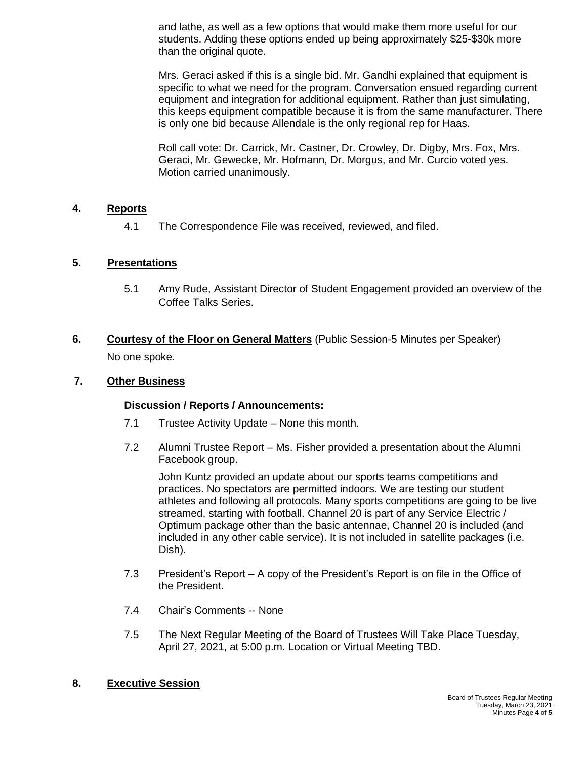and lathe, as well as a few options that would make them more useful for our students. Adding these options ended up being approximately $25-$30k more than the original quote.

Mrs. Geraci asked if this is a single bid. Mr. Gandhi explained that equipment is specific to what we need for the program. Conversation ensued regarding current equipment and integration for additional equipment. Rather than just simulating, this keeps equipment compatible because it is from the same manufacturer. There is only one bid because Allendale is the only regional rep for Haas.

Roll call vote: Dr. Carrick, Mr. Castner, Dr. Crowley, Dr. Digby, Mrs. Fox, Mrs. Geraci, Mr. Gewecke, Mr. Hofmann, Dr. Morgus, and Mr. Curcio voted yes. Motion carried unanimously.

## 4. Reports

4.1 The Correspondence File was received, reviewed, and filed.

## 5. Presentations

5.1 Amy Rude, Assistant Director of Student Engagement provided an overview of the Coffee Talks Series.

## 6. Courtesy of the Floor on General Matters (Public Session-5 Minutes per Speaker)

No one spoke.

## 7. Other Business

**Discussion / Reports / Announcements:**

7.1 Trustee Activity Update – None this month.

7.2 Alumni Trustee Report – Ms. Fisher provided a presentation about the Alumni Facebook group.

John Kuntz provided an update about our sports teams competitions and practices. No spectators are permitted indoors. We are testing our student athletes and following all protocols. Many sports competitions are going to be live streamed, starting with football. Channel 20 is part of any Service Electric / Optimum package other than the basic antennae, Channel 20 is included (and included in any other cable service). It is not included in satellite packages (i.e. Dish).

7.3 President's Report – A copy of the President's Report is on file in the Office of the President.

7.4 Chair's Comments -- None

7.5 The Next Regular Meeting of the Board of Trustees Will Take Place Tuesday, April 27, 2021, at 5:00 p.m. Location or Virtual Meeting TBD.

## 8. Executive Session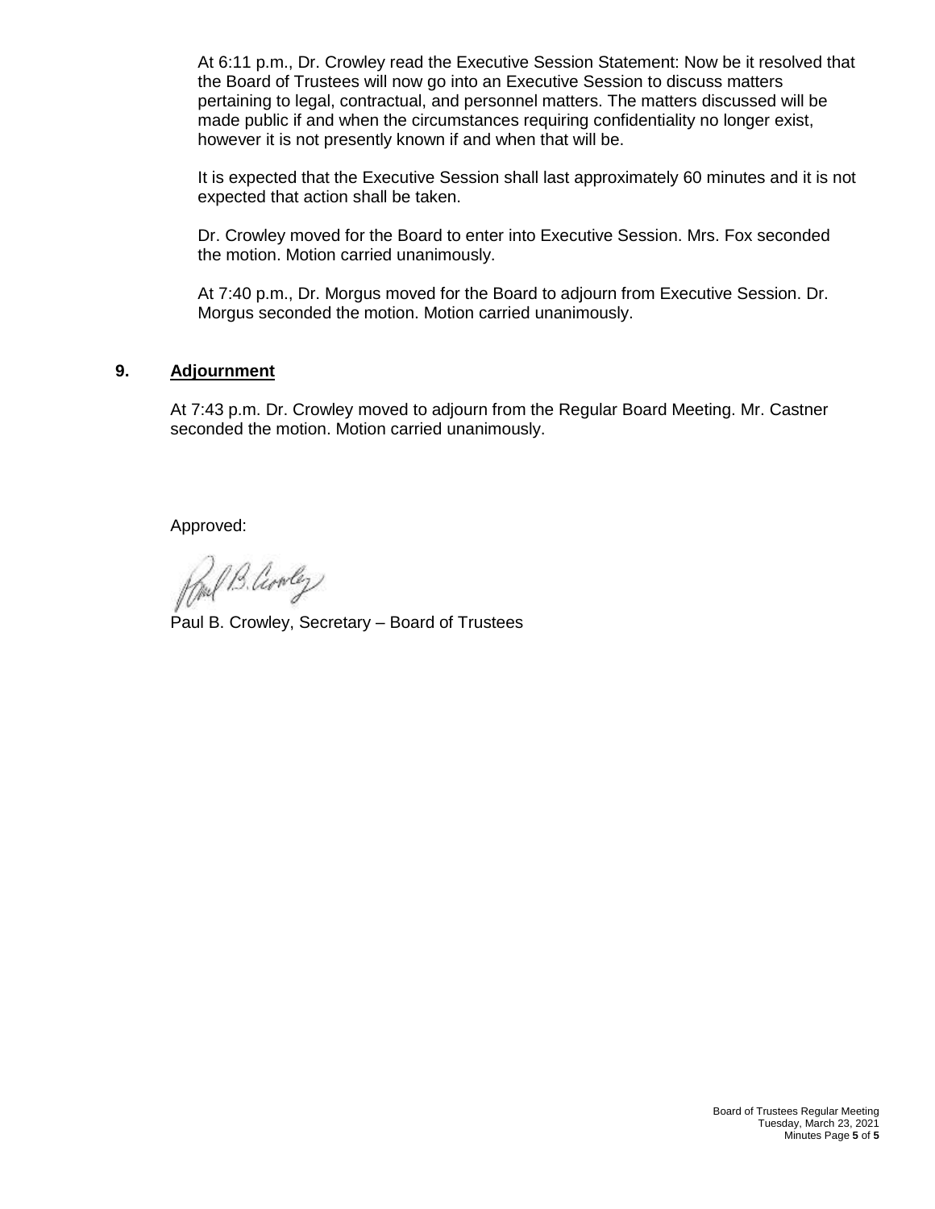At 6:11 p.m., Dr. Crowley read the Executive Session Statement: Now be it resolved that the Board of Trustees will now go into an Executive Session to discuss matters pertaining to legal, contractual, and personnel matters. The matters discussed will be made public if and when the circumstances requiring confidentiality no longer exist, however it is not presently known if and when that will be.

It is expected that the Executive Session shall last approximately 60 minutes and it is not expected that action shall be taken.

Dr. Crowley moved for the Board to enter into Executive Session. Mrs. Fox seconded the motion. Motion carried unanimously.

At 7:40 p.m., Dr. Morgus moved for the Board to adjourn from Executive Session. Dr. Morgus seconded the motion. Motion carried unanimously.

## 9. <u>Adjournment</u>

At 7:43 p.m. Dr. Crowley moved to adjourn from the Regular Board Meeting. Mr. Castner seconded the motion. Motion carried unanimously.

Approved:

Paul B. Crowley

Paul B. Crowley, Secretary – Board of Trustees